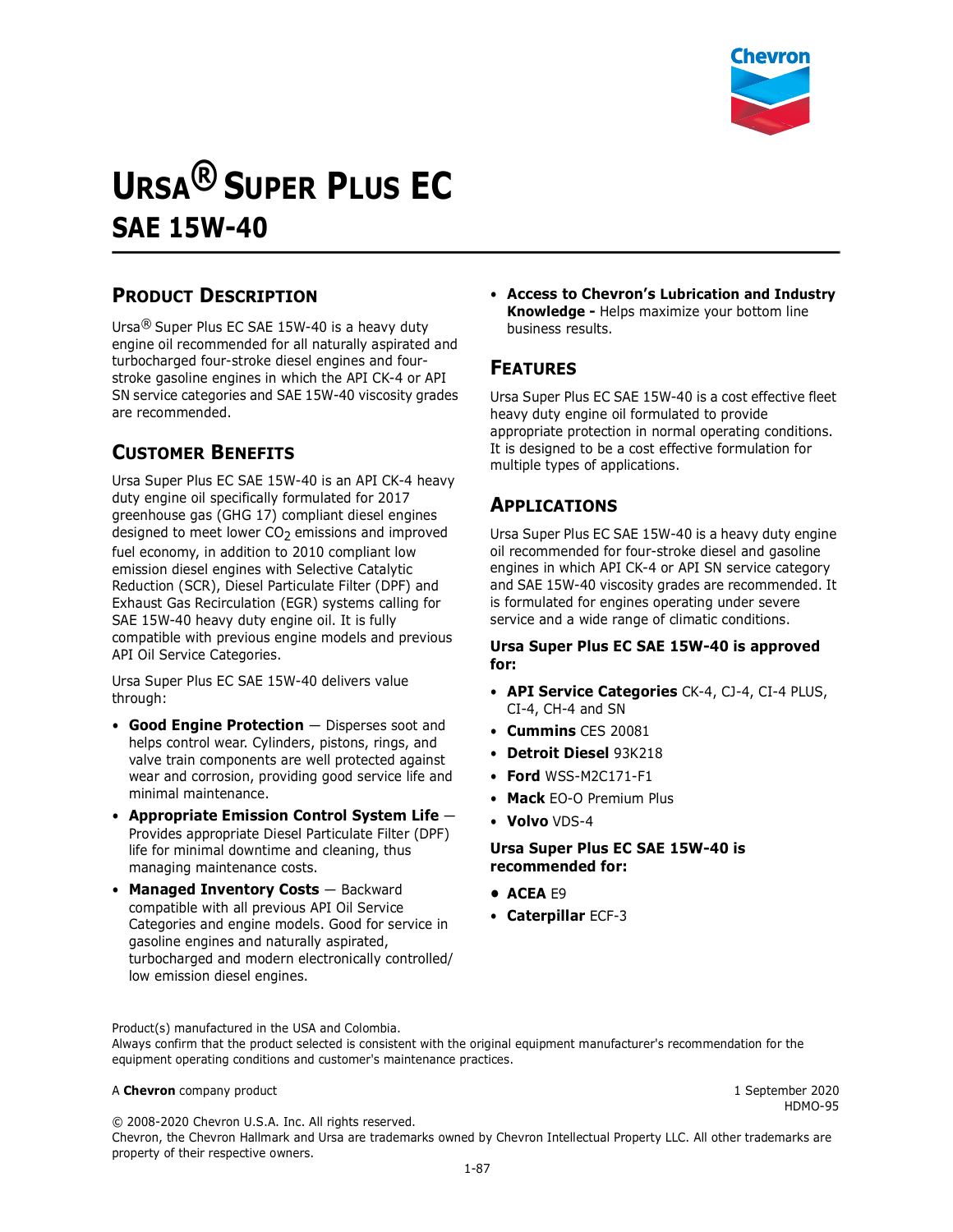# Ursa® Super Plus EC
## SAE 15W-40

### Product Description

Ursa® Super Plus EC SAE 15W-40 is a heavy duty engine oil recommended for all naturally aspirated and turbocharged four-stroke diesel engines and four-stroke gasoline engines in which the API CK-4 or API SN service categories and SAE 15W-40 viscosity grades are recommended.

### Customer Benefits

Ursa Super Plus EC SAE 15W-40 is an API CK-4 heavy duty engine oil specifically formulated for 2017 greenhouse gas (GHG 17) compliant diesel engines designed to meet lower $CO_2$ emissions and improved fuel economy, in addition to 2010 compliant low emission diesel engines with Selective Catalytic Reduction (SCR), Diesel Particulate Filter (DPF) and Exhaust Gas Recirculation (EGR) systems calling for SAE 15W-40 heavy duty engine oil. It is fully compatible with previous engine models and previous API Oil Service Categories.

Ursa Super Plus EC SAE 15W-40 delivers value through:

- **Good Engine Protection** — Disperses soot and helps control wear. Cylinders, pistons, rings, and valve train components are well protected against wear and corrosion, providing good service life and minimal maintenance.
- **Appropriate Emission Control System Life** — Provides appropriate Diesel Particulate Filter (DPF) life for minimal downtime and cleaning, thus managing maintenance costs.
- **Managed Inventory Costs** — Backward compatible with all previous API Oil Service Categories and engine models. Good for service in gasoline engines and naturally aspirated, turbocharged and modern electronically controlled/ low emission diesel engines.
- **Access to Chevron's Lubrication and Industry Knowledge -** Helps maximize your bottom line business results.

### Features

Ursa Super Plus EC SAE 15W-40 is a cost effective fleet heavy duty engine oil formulated to provide appropriate protection in normal operating conditions. It is designed to be a cost effective formulation for multiple types of applications.

### Applications

Ursa Super Plus EC SAE 15W-40 is a heavy duty engine oil recommended for four-stroke diesel and gasoline engines in which API CK-4 or API SN service category and SAE 15W-40 viscosity grades are recommended. It is formulated for engines operating under severe service and a wide range of climatic conditions.

**Ursa Super Plus EC SAE 15W-40 is approved for:**

- **API Service Categories** CK-4, CJ-4, CI-4 PLUS, CI-4, CH-4 and SN
- **Cummins** CES 20081
- **Detroit Diesel** 93K218
- **Ford** WSS-M2C171-F1
- **Mack** EO-O Premium Plus
- **Volvo** VDS-4

**Ursa Super Plus EC SAE 15W-40 is recommended for:**

- **ACEA** E9
- **Caterpillar** ECF-3

Product(s) manufactured in the USA and Colombia.
Always confirm that the product selected is consistent with the original equipment manufacturer's recommendation for the equipment operating conditions and customer's maintenance practices.

A **Chevron** company product

1 September 2020
HDMO-95

© 2008-2020 Chevron U.S.A. Inc. All rights reserved.
Chevron, the Chevron Hallmark and Ursa are trademarks owned by Chevron Intellectual Property LLC. All other trademarks are property of their respective owners.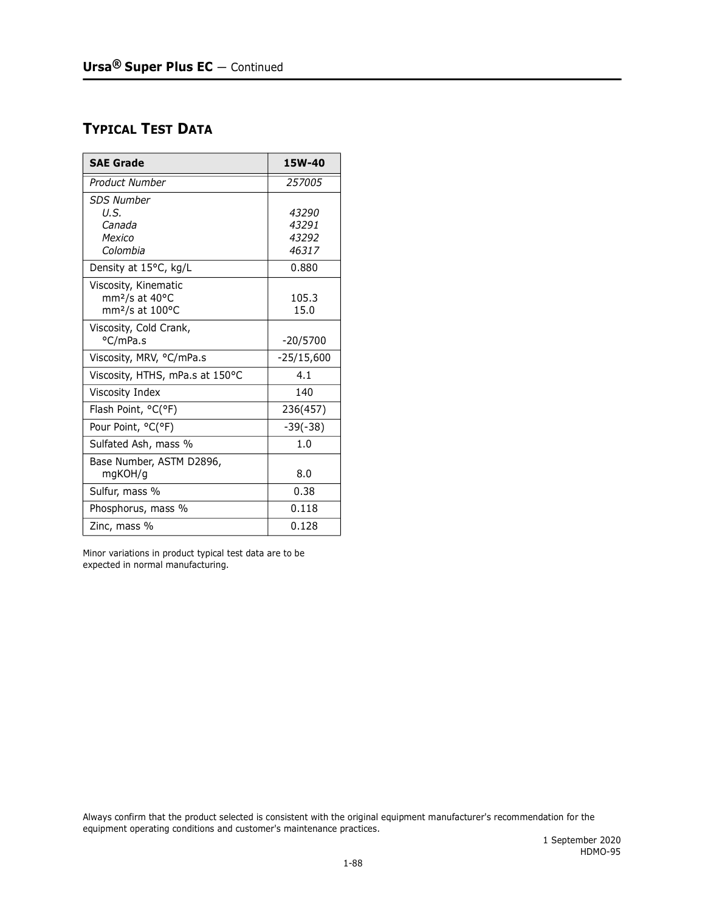## TYPICAL TEST DATA

| SAE Grade | 15W-40 |
|---|---|
| *Product Number* | *257005* |
| *SDS Number*<br>*U.S.*<br>*Canada*<br>*Mexico*<br>*Colombia* | <br>*43290*<br>*43291*<br>*43292*<br>*46317* |
| Density at 15°C, kg/L | 0.880 |
| Viscosity, Kinematic<br>mm²/s at 40°C<br>mm²/s at 100°C | <br>105.3<br>15.0 |
| Viscosity, Cold Crank, °C/mPa.s | -20/5700 |
| Viscosity, MRV, °C/mPa.s | -25/15,600 |
| Viscosity, HTHS, mPa.s at 150°C | 4.1 |
| Viscosity Index | 140 |
| Flash Point, °C(°F) | 236(457) |
| Pour Point, °C(°F) | -39(-38) |
| Sulfated Ash, mass % | 1.0 |
| Base Number, ASTM D2896, mgKOH/g | 8.0 |
| Sulfur, mass % | 0.38 |
| Phosphorus, mass % | 0.118 |
| Zinc, mass % | 0.128 |

Minor variations in product typical test data are to be expected in normal manufacturing.

Always confirm that the product selected is consistent with the original equipment manufacturer's recommendation for the equipment operating conditions and customer's maintenance practices.

1 September 2020
HDMO-95